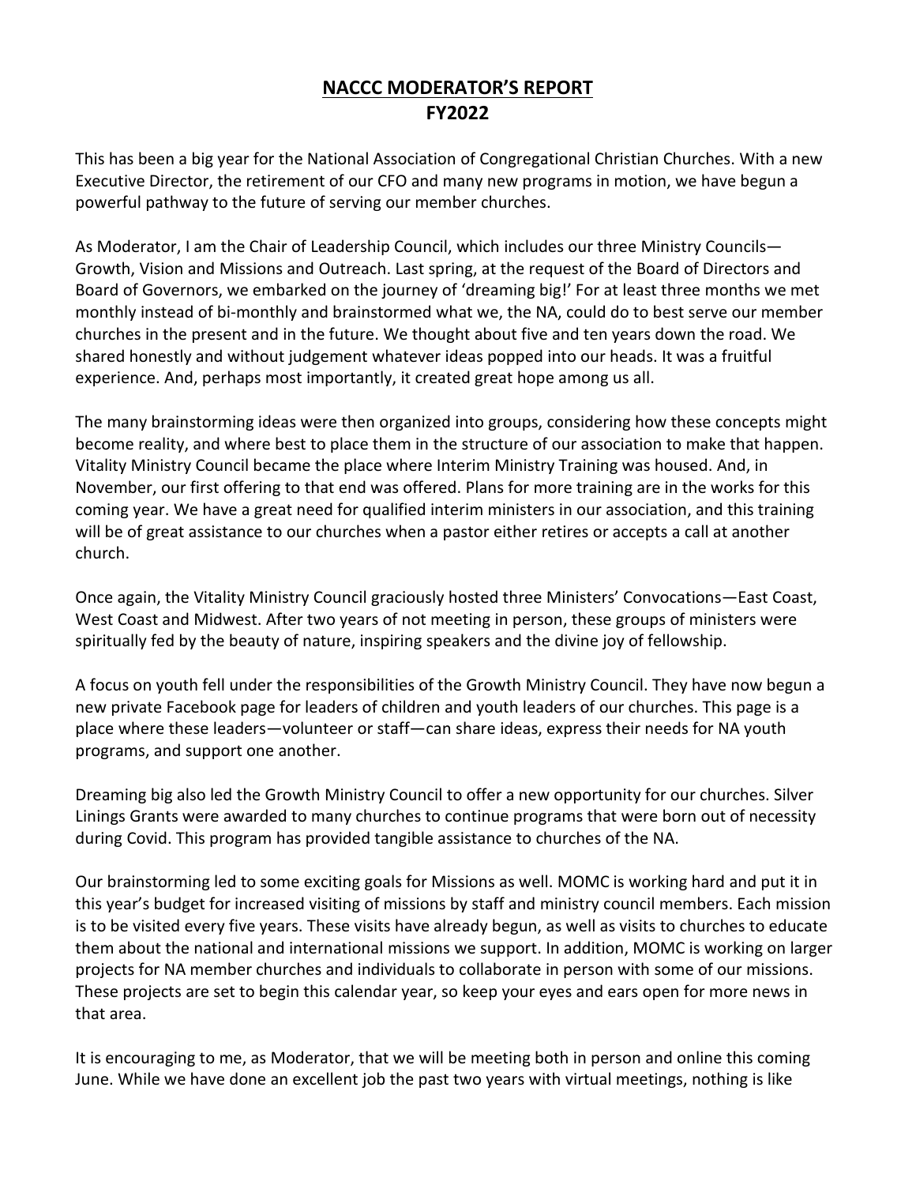# NACCC MODERATOR'S REPORT
# FY2022

This has been a big year for the National Association of Congregational Christian Churches. With a new Executive Director, the retirement of our CFO and many new programs in motion, we have begun a powerful pathway to the future of serving our member churches.

As Moderator, I am the Chair of Leadership Council, which includes our three Ministry Councils—Growth, Vision and Missions and Outreach. Last spring, at the request of the Board of Directors and Board of Governors, we embarked on the journey of 'dreaming big!' For at least three months we met monthly instead of bi-monthly and brainstormed what we, the NA, could do to best serve our member churches in the present and in the future. We thought about five and ten years down the road. We shared honestly and without judgement whatever ideas popped into our heads. It was a fruitful experience. And, perhaps most importantly, it created great hope among us all.

The many brainstorming ideas were then organized into groups, considering how these concepts might become reality, and where best to place them in the structure of our association to make that happen. Vitality Ministry Council became the place where Interim Ministry Training was housed. And, in November, our first offering to that end was offered. Plans for more training are in the works for this coming year. We have a great need for qualified interim ministers in our association, and this training will be of great assistance to our churches when a pastor either retires or accepts a call at another church.

Once again, the Vitality Ministry Council graciously hosted three Ministers' Convocations—East Coast, West Coast and Midwest. After two years of not meeting in person, these groups of ministers were spiritually fed by the beauty of nature, inspiring speakers and the divine joy of fellowship.

A focus on youth fell under the responsibilities of the Growth Ministry Council. They have now begun a new private Facebook page for leaders of children and youth leaders of our churches. This page is a place where these leaders—volunteer or staff—can share ideas, express their needs for NA youth programs, and support one another.

Dreaming big also led the Growth Ministry Council to offer a new opportunity for our churches. Silver Linings Grants were awarded to many churches to continue programs that were born out of necessity during Covid. This program has provided tangible assistance to churches of the NA.

Our brainstorming led to some exciting goals for Missions as well. MOMC is working hard and put it in this year's budget for increased visiting of missions by staff and ministry council members. Each mission is to be visited every five years. These visits have already begun, as well as visits to churches to educate them about the national and international missions we support. In addition, MOMC is working on larger projects for NA member churches and individuals to collaborate in person with some of our missions. These projects are set to begin this calendar year, so keep your eyes and ears open for more news in that area.

It is encouraging to me, as Moderator, that we will be meeting both in person and online this coming June. While we have done an excellent job the past two years with virtual meetings, nothing is like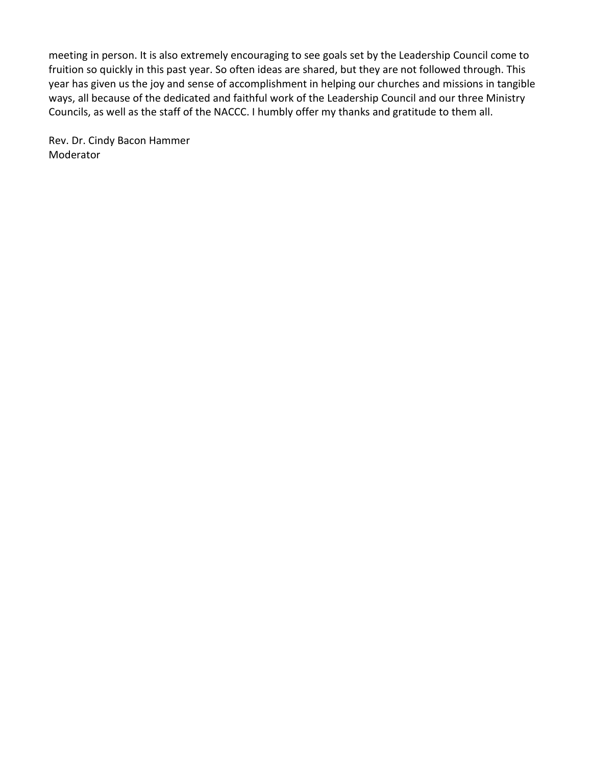meeting in person. It is also extremely encouraging to see goals set by the Leadership Council come to fruition so quickly in this past year. So often ideas are shared, but they are not followed through. This year has given us the joy and sense of accomplishment in helping our churches and missions in tangible ways, all because of the dedicated and faithful work of the Leadership Council and our three Ministry Councils, as well as the staff of the NACCC. I humbly offer my thanks and gratitude to them all.

Rev. Dr. Cindy Bacon Hammer
Moderator